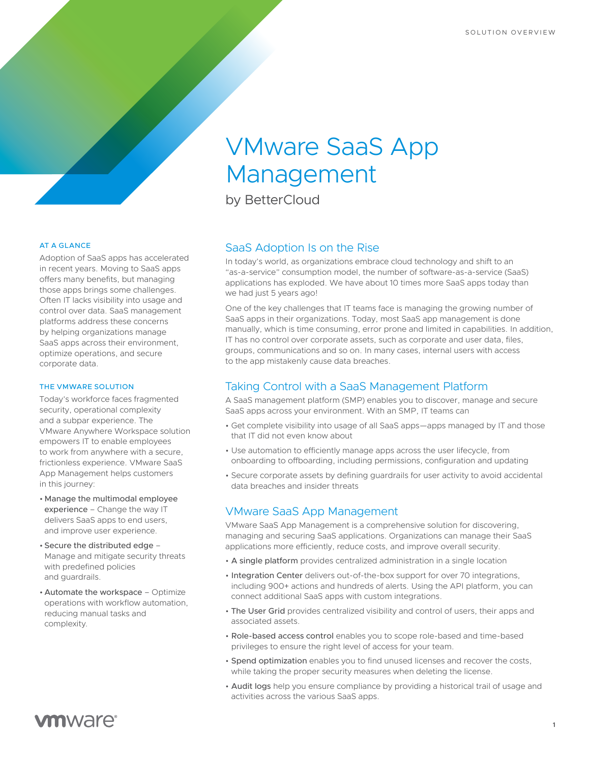SOLUTION OVERVIEW

# VMware SaaS App Management

by BetterCloud

### AT A GLANCE

Adoption of SaaS apps has accelerated in recent years. Moving to SaaS apps offers many benefits, but managing those apps brings some challenges. Often IT lacks visibility into usage and control over data. SaaS management platforms address these concerns by helping organizations manage SaaS apps across their environment, optimize operations, and secure corporate data.

### THE VMWARE SOLUTION

Today's workforce faces fragmented security, operational complexity and a subpar experience. The VMware Anywhere Workspace solution empowers IT to enable employees to work from anywhere with a secure, frictionless experience. VMware SaaS App Management helps customers in this journey:

- **Manage the multimodal employee experience** – Change the way IT delivers SaaS apps to end users, and improve user experience.
- **Secure the distributed edge** – Manage and mitigate security threats with predefined policies and guardrails.
- **Automate the workspace** – Optimize operations with workflow automation, reducing manual tasks and complexity.

## SaaS Adoption Is on the Rise

In today's world, as organizations embrace cloud technology and shift to an "as-a-service" consumption model, the number of software-as-a-service (SaaS) applications has exploded. We have about 10 times more SaaS apps today than we had just 5 years ago!

One of the key challenges that IT teams face is managing the growing number of SaaS apps in their organizations. Today, most SaaS app management is done manually, which is time consuming, error prone and limited in capabilities. In addition, IT has no control over corporate assets, such as corporate and user data, files, groups, communications and so on. In many cases, internal users with access to the app mistakenly cause data breaches.

## Taking Control with a SaaS Management Platform

A SaaS management platform (SMP) enables you to discover, manage and secure SaaS apps across your environment. With an SMP, IT teams can

- Get complete visibility into usage of all SaaS apps—apps managed by IT and those that IT did not even know about
- Use automation to efficiently manage apps across the user lifecycle, from onboarding to offboarding, including permissions, configuration and updating
- Secure corporate assets by defining guardrails for user activity to avoid accidental data breaches and insider threats

## VMware SaaS App Management

VMware SaaS App Management is a comprehensive solution for discovering, managing and securing SaaS applications. Organizations can manage their SaaS applications more efficiently, reduce costs, and improve overall security.

- **A single platform** provides centralized administration in a single location
- **Integration Center** delivers out-of-the-box support for over 70 integrations, including 900+ actions and hundreds of alerts. Using the API platform, you can connect additional SaaS apps with custom integrations.
- **The User Grid** provides centralized visibility and control of users, their apps and associated assets.
- **Role-based access control** enables you to scope role-based and time-based privileges to ensure the right level of access for your team.
- **Spend optimization** enables you to find unused licenses and recover the costs, while taking the proper security measures when deleting the license.
- **Audit logs** help you ensure compliance by providing a historical trail of usage and activities across the various SaaS apps.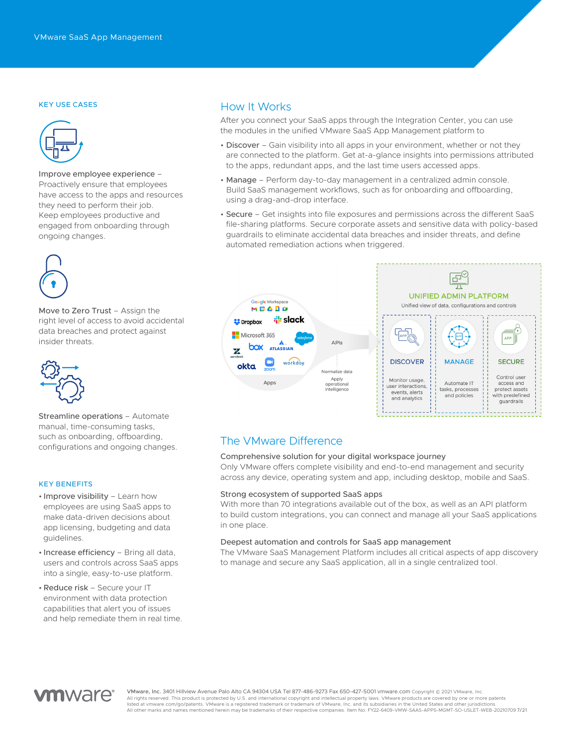## KEY USE CASES

Improve employee experience – Proactively ensure that employees have access to the apps and resources they need to perform their job. Keep employees productive and engaged from onboarding through ongoing changes.

Move to Zero Trust – Assign the right level of access to avoid accidental data breaches and protect against insider threats.

Streamline operations – Automate manual, time-consuming tasks, such as onboarding, offboarding, configurations and ongoing changes.

## KEY BENEFITS

- Improve visibility – Learn how employees are using SaaS apps to make data-driven decisions about app licensing, budgeting and data guidelines.
- Increase efficiency – Bring all data, users and controls across SaaS apps into a single, easy-to-use platform.
- Reduce risk – Secure your IT environment with data protection capabilities that alert you of issues and help remediate them in real time.

## How It Works

After you connect your SaaS apps through the Integration Center, you can use the modules in the unified VMware SaaS App Management platform to

- Discover – Gain visibility into all apps in your environment, whether or not they are connected to the platform. Get at-a-glance insights into permissions attributed to the apps, redundant apps, and the last time users accessed apps.
- Manage – Perform day-to-day management in a centralized admin console. Build SaaS management workflows, such as for onboarding and offboarding, using a drag-and-drop interface.
- Secure – Get insights into file exposures and permissions across the different SaaS file-sharing platforms. Secure corporate assets and sensitive data with policy-based guardrails to eliminate accidental data breaches and insider threats, and define automated remediation actions when triggered.

Google Workspace
Dropbox
slack
Microsoft 365
salesforce
box
ATLASSIAN
zendesk
okta
zoom
workday
Apps

APIs
Normalize data
Apply operational intelligence

UNIFIED ADMIN PLATFORM
Unified view of data, configurations and controls

DISCOVER
Monitor usage, user interactions, events, alerts and analytics

MANAGE
Automate IT tasks, processes and policies

SECURE
Control user access and protect assets with predefined guardrails

## The VMware Difference

### Comprehensive solution for your digital workspace journey

Only VMware offers complete visibility and end-to-end management and security across any device, operating system and app, including desktop, mobile and SaaS.

### Strong ecosystem of supported SaaS apps

With more than 70 integrations available out of the box, as well as an API platform to build custom integrations, you can connect and manage all your SaaS applications in one place.

### Deepest automation and controls for SaaS app management

The VMware SaaS Management Platform includes all critical aspects of app discovery to manage and secure any SaaS application, all in a single centralized tool.

VMware, Inc. 3401 Hillview Avenue Palo Alto CA 94304 USA Tel 877-486-9273 Fax 650-427-5001 vmware.com Copyright © 2021 VMware, Inc. All rights reserved. This product is protected by U.S. and international copyright and intellectual property laws. VMware products are covered by one or more patents listed at vmware.com/go/patents. VMware is a registered trademark or trademark of VMware, Inc. and its subsidiaries in the United States and other jurisdictions. All other marks and names mentioned herein may be trademarks of their respective companies. Item No: FY22-6409-VMW-SAAS-APPS-MGMT-SO-USLET-WEB-20210709 7/21